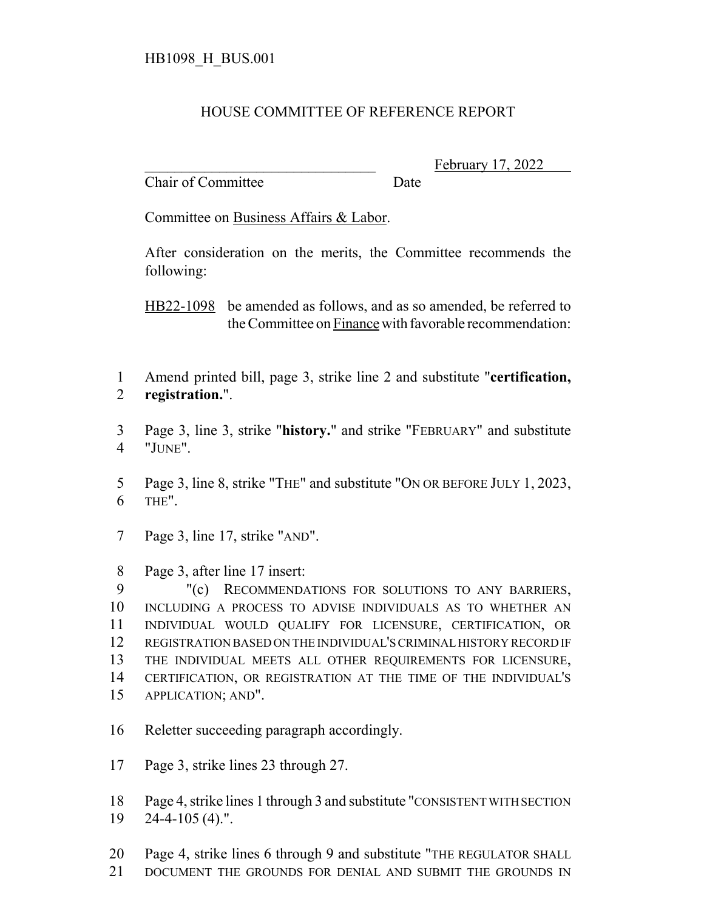HB1098_H_BUS.001

# HOUSE COMMITTEE OF REFERENCE REPORT

________________________________ February 17, 2022
Chair of Committee Date

Committee on Business Affairs & Labor.

After consideration on the merits, the Committee recommends the following:

HB22-1098 be amended as follows, and as so amended, be referred to the Committee on Finance with favorable recommendation:

1 Amend printed bill, page 3, strike line 2 and substitute "**certification,**
2 **registration.**".

3 Page 3, line 3, strike "**history.**" and strike "FEBRUARY" and substitute
4 "JUNE".

5 Page 3, line 8, strike "THE" and substitute "ON OR BEFORE JULY 1, 2023,
6 THE".

7 Page 3, line 17, strike "AND".

8 Page 3, after line 17 insert:
9 "(c) RECOMMENDATIONS FOR SOLUTIONS TO ANY BARRIERS,
10 INCLUDING A PROCESS TO ADVISE INDIVIDUALS AS TO WHETHER AN
11 INDIVIDUAL WOULD QUALIFY FOR LICENSURE, CERTIFICATION, OR
12 REGISTRATION BASED ON THE INDIVIDUAL'S CRIMINAL HISTORY RECORD IF
13 THE INDIVIDUAL MEETS ALL OTHER REQUIREMENTS FOR LICENSURE,
14 CERTIFICATION, OR REGISTRATION AT THE TIME OF THE INDIVIDUAL'S
15 APPLICATION; AND".

16 Reletter succeeding paragraph accordingly.

17 Page 3, strike lines 23 through 27.

18 Page 4, strike lines 1 through 3 and substitute "CONSISTENT WITH SECTION
19 24-4-105 (4).".

20 Page 4, strike lines 6 through 9 and substitute "THE REGULATOR SHALL
21 DOCUMENT THE GROUNDS FOR DENIAL AND SUBMIT THE GROUNDS IN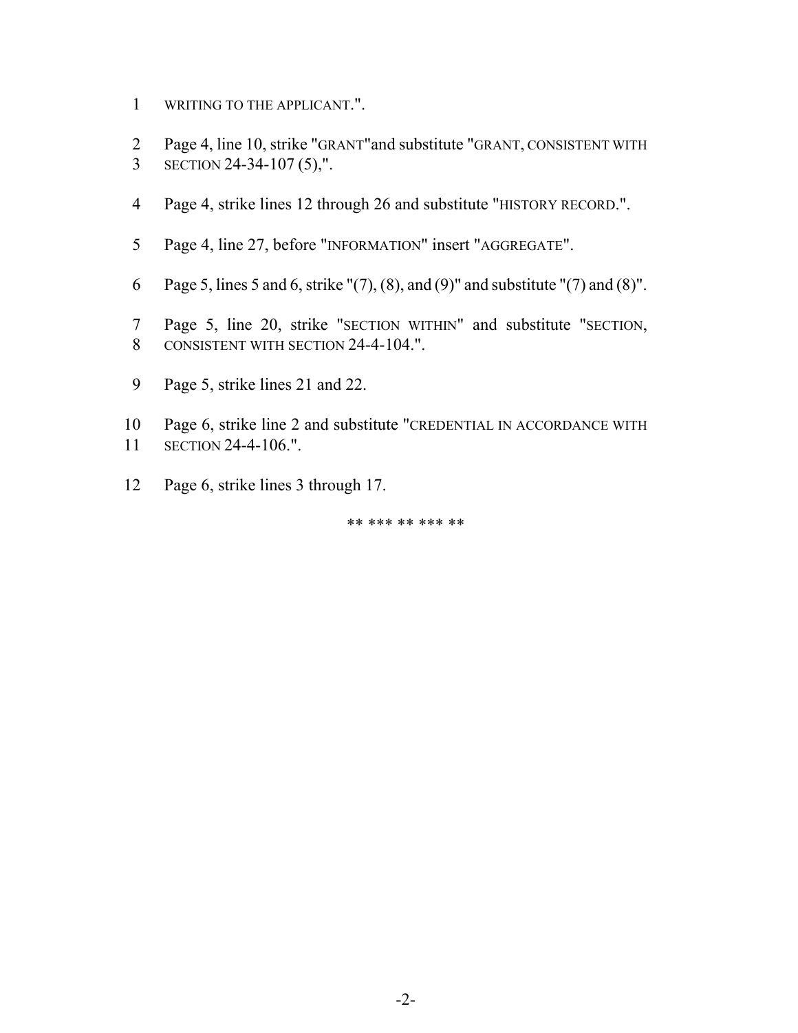WRITING TO THE APPLICANT.".

Page 4, line 10, strike "GRANT"and substitute "GRANT, CONSISTENT WITH SECTION 24-34-107 (5),".

Page 4, strike lines 12 through 26 and substitute "HISTORY RECORD.".

Page 4, line 27, before "INFORMATION" insert "AGGREGATE".

Page 5, lines 5 and 6, strike "(7), (8), and (9)" and substitute "(7) and (8)".

Page 5, line 20, strike "SECTION WITHIN" and substitute "SECTION, CONSISTENT WITH SECTION 24-4-104.".

Page 5, strike lines 21 and 22.

Page 6, strike line 2 and substitute "CREDENTIAL IN ACCORDANCE WITH SECTION 24-4-106.".

Page 6, strike lines 3 through 17.

** *** ** *** **